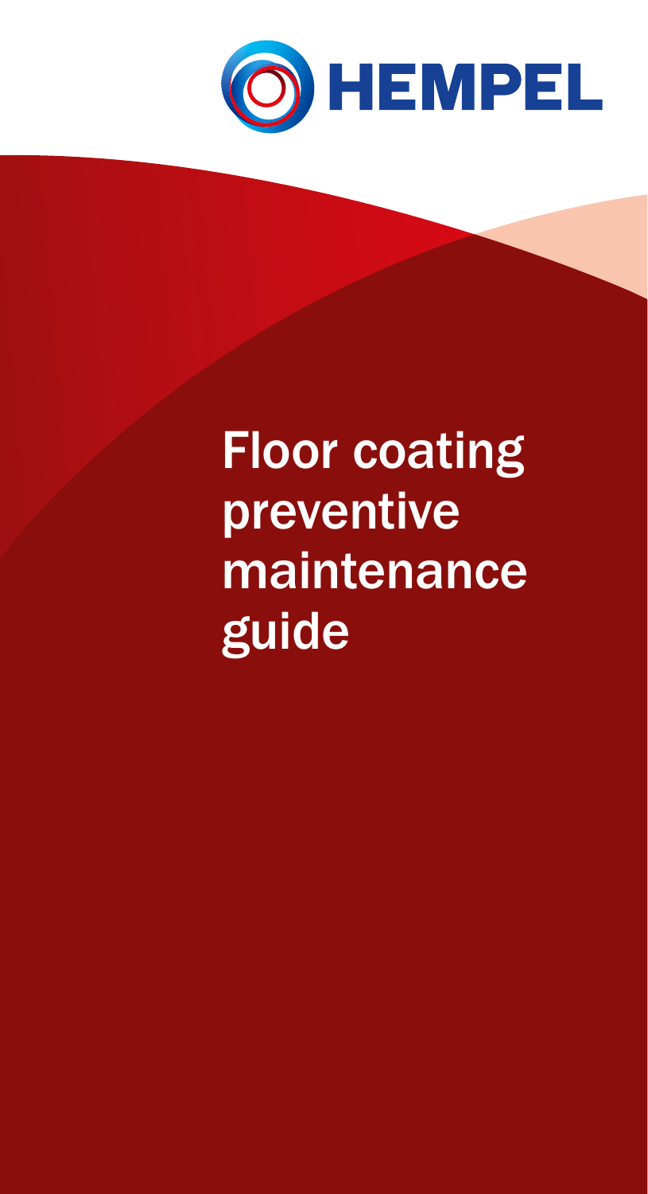HEMPEL

# Floor coating preventive maintenance guide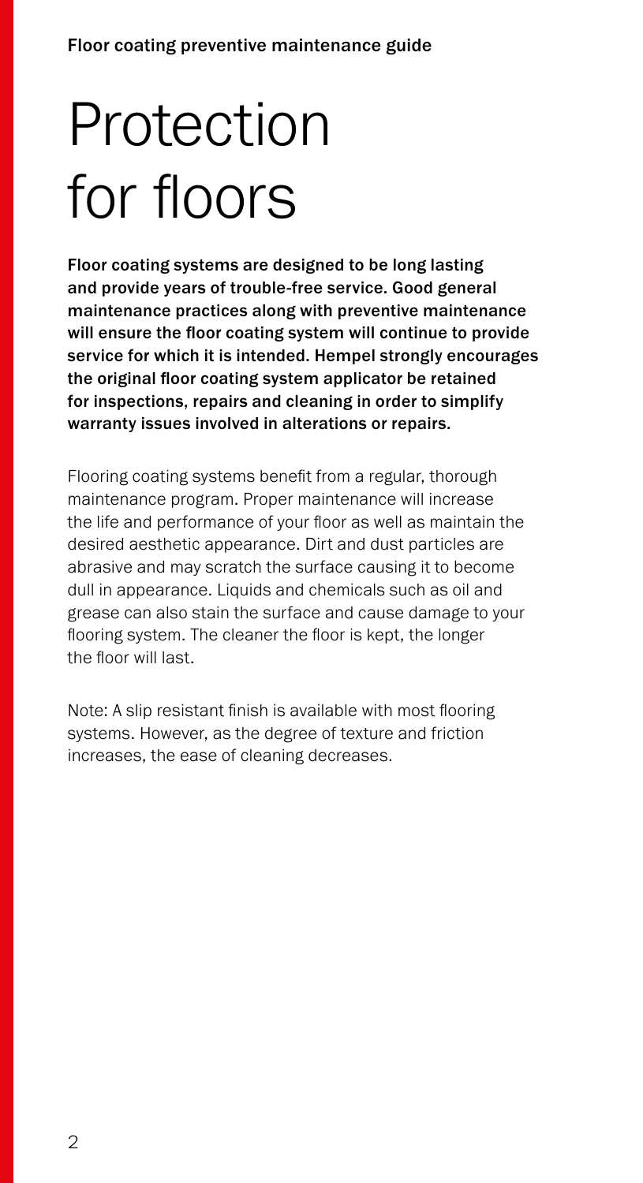# Protection for floors

**Floor coating systems are designed to be long lasting and provide years of trouble-free service. Good general maintenance practices along with preventive maintenance will ensure the floor coating system will continue to provide service for which it is intended. Hempel strongly encourages the original floor coating system applicator be retained for inspections, repairs and cleaning in order to simplify warranty issues involved in alterations or repairs.**

Flooring coating systems benefit from a regular, thorough maintenance program. Proper maintenance will increase the life and performance of your floor as well as maintain the desired aesthetic appearance. Dirt and dust particles are abrasive and may scratch the surface causing it to become dull in appearance. Liquids and chemicals such as oil and grease can also stain the surface and cause damage to your flooring system. The cleaner the floor is kept, the longer the floor will last.

Note: A slip resistant finish is available with most flooring systems. However, as the degree of texture and friction increases, the ease of cleaning decreases.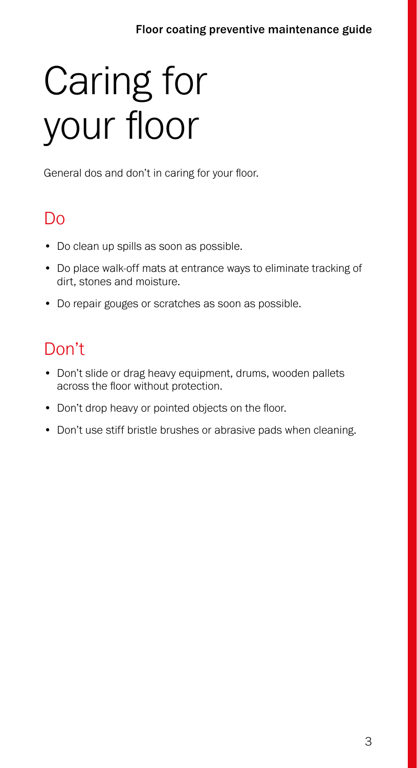# Caring for your floor

General dos and don't in caring for your floor.

## Do

- Do clean up spills as soon as possible.
- Do place walk-off mats at entrance ways to eliminate tracking of dirt, stones and moisture.
- Do repair gouges or scratches as soon as possible.

## Don't

- Don't slide or drag heavy equipment, drums, wooden pallets across the floor without protection.
- Don't drop heavy or pointed objects on the floor.
- Don't use stiff bristle brushes or abrasive pads when cleaning.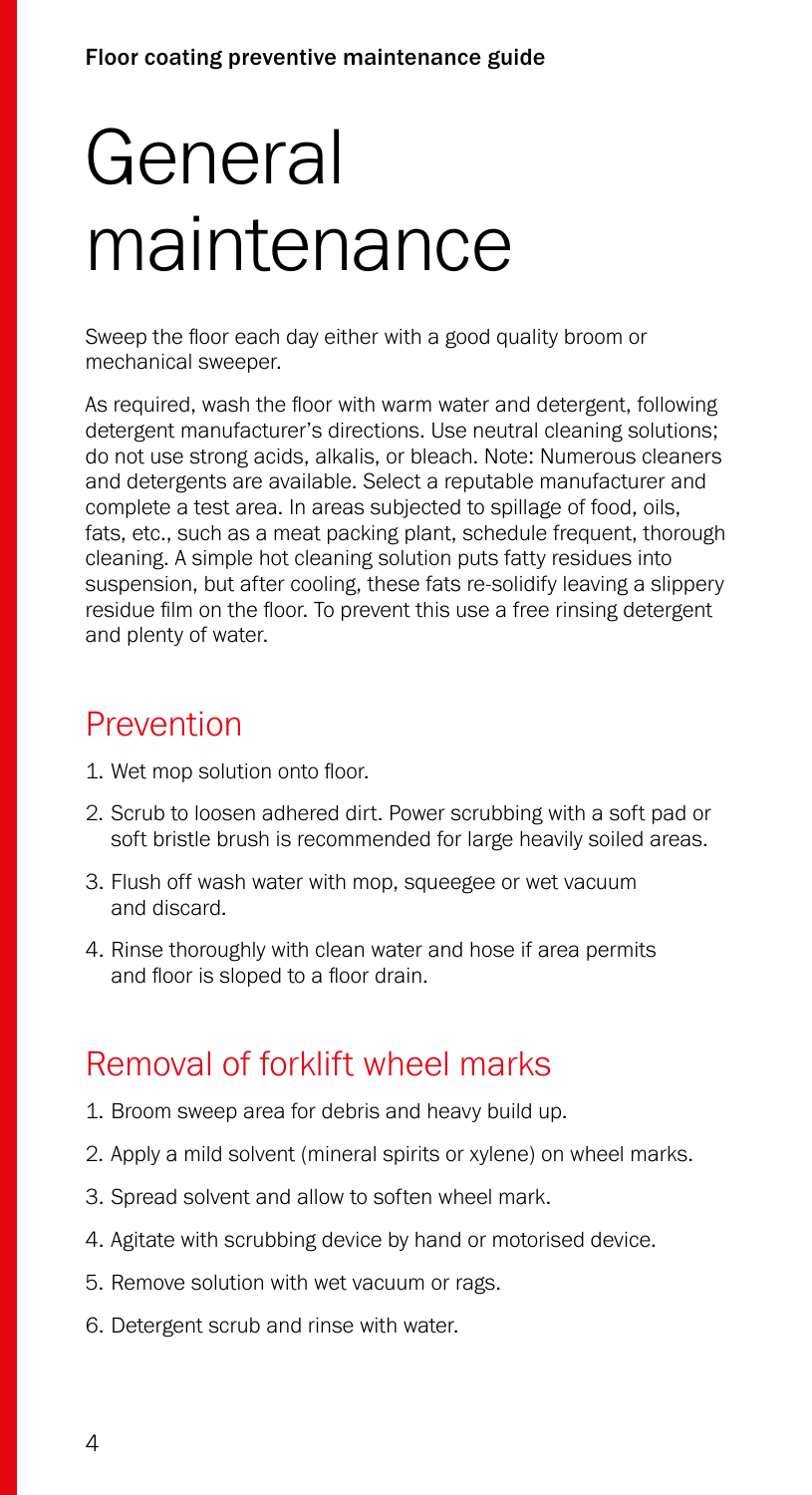# General maintenance

Sweep the floor each day either with a good quality broom or mechanical sweeper.

As required, wash the floor with warm water and detergent, following detergent manufacturer's directions. Use neutral cleaning solutions; do not use strong acids, alkalis, or bleach. Note: Numerous cleaners and detergents are available. Select a reputable manufacturer and complete a test area. In areas subjected to spillage of food, oils, fats, etc., such as a meat packing plant, schedule frequent, thorough cleaning. A simple hot cleaning solution puts fatty residues into suspension, but after cooling, these fats re-solidify leaving a slippery residue film on the floor. To prevent this use a free rinsing detergent and plenty of water.

## Prevention

1. Wet mop solution onto floor.
2. Scrub to loosen adhered dirt. Power scrubbing with a soft pad or soft bristle brush is recommended for large heavily soiled areas.
3. Flush off wash water with mop, squeegee or wet vacuum and discard.
4. Rinse thoroughly with clean water and hose if area permits and floor is sloped to a floor drain.

## Removal of forklift wheel marks

1. Broom sweep area for debris and heavy build up.
2. Apply a mild solvent (mineral spirits or xylene) on wheel marks.
3. Spread solvent and allow to soften wheel mark.
4. Agitate with scrubbing device by hand or motorised device.
5. Remove solution with wet vacuum or rags.
6. Detergent scrub and rinse with water.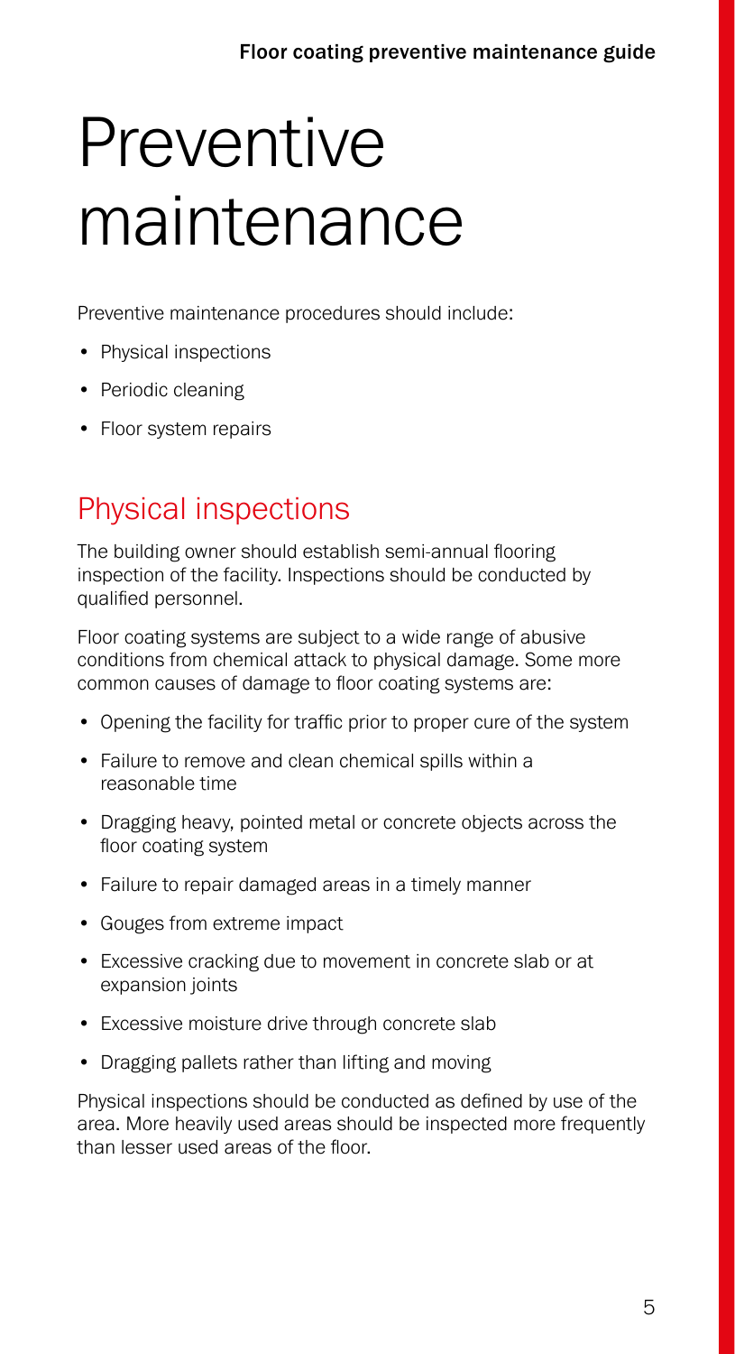# Preventive maintenance

Preventive maintenance procedures should include:

- Physical inspections
- Periodic cleaning
- Floor system repairs

## Physical inspections

The building owner should establish semi-annual flooring inspection of the facility. Inspections should be conducted by qualified personnel.

Floor coating systems are subject to a wide range of abusive conditions from chemical attack to physical damage. Some more common causes of damage to floor coating systems are:

- Opening the facility for traffic prior to proper cure of the system
- Failure to remove and clean chemical spills within a reasonable time
- Dragging heavy, pointed metal or concrete objects across the floor coating system
- Failure to repair damaged areas in a timely manner
- Gouges from extreme impact
- Excessive cracking due to movement in concrete slab or at expansion joints
- Excessive moisture drive through concrete slab
- Dragging pallets rather than lifting and moving

Physical inspections should be conducted as defined by use of the area. More heavily used areas should be inspected more frequently than lesser used areas of the floor.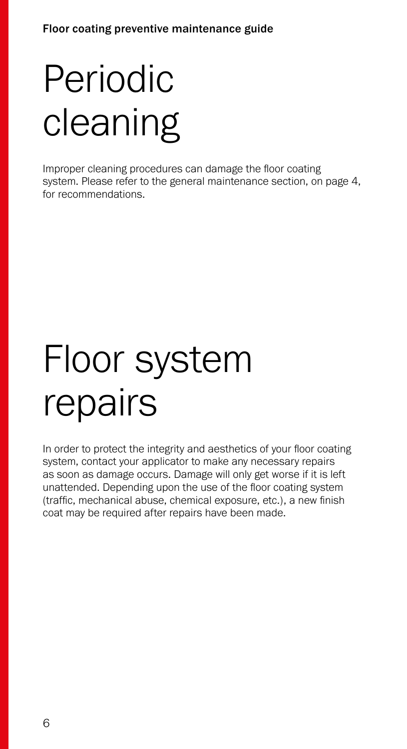# Periodic cleaning

Improper cleaning procedures can damage the floor coating system. Please refer to the general maintenance section, on page 4, for recommendations.

# Floor system repairs

In order to protect the integrity and aesthetics of your floor coating system, contact your applicator to make any necessary repairs as soon as damage occurs. Damage will only get worse if it is left unattended. Depending upon the use of the floor coating system (traffic, mechanical abuse, chemical exposure, etc.), a new finish coat may be required after repairs have been made.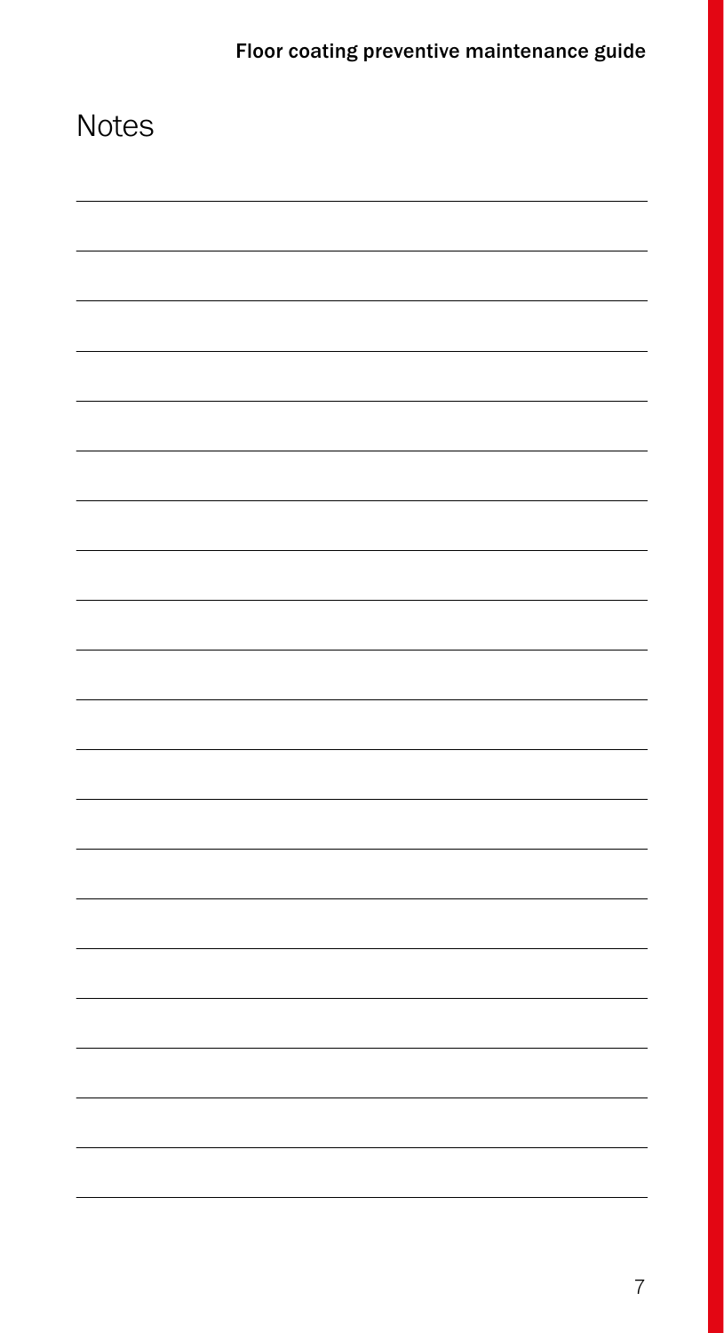# Notes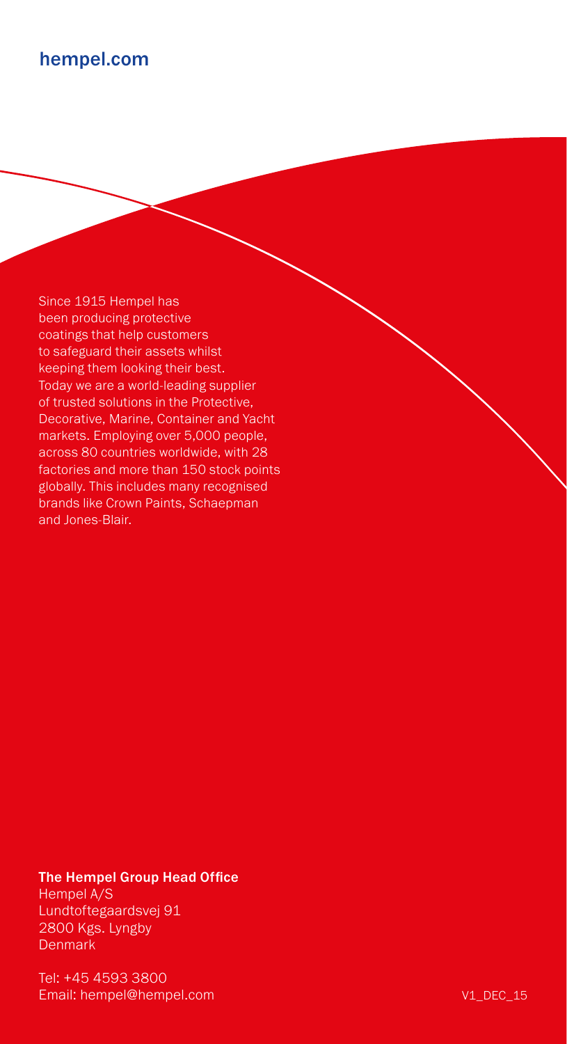hempel.com

Since 1915 Hempel has been producing protective coatings that help customers to safeguard their assets whilst keeping them looking their best. Today we are a world-leading supplier of trusted solutions in the Protective, Decorative, Marine, Container and Yacht markets. Employing over 5,000 people, across 80 countries worldwide, with 28 factories and more than 150 stock points globally. This includes many recognised brands like Crown Paints, Schaepman and Jones-Blair.

**The Hempel Group Head Office**
Hempel A/S
Lundtoftegaardsvej 91
2800 Kgs. Lyngby
Denmark

Tel: +45 4593 3800
Email: hempel@hempel.com

V1_DEC_15